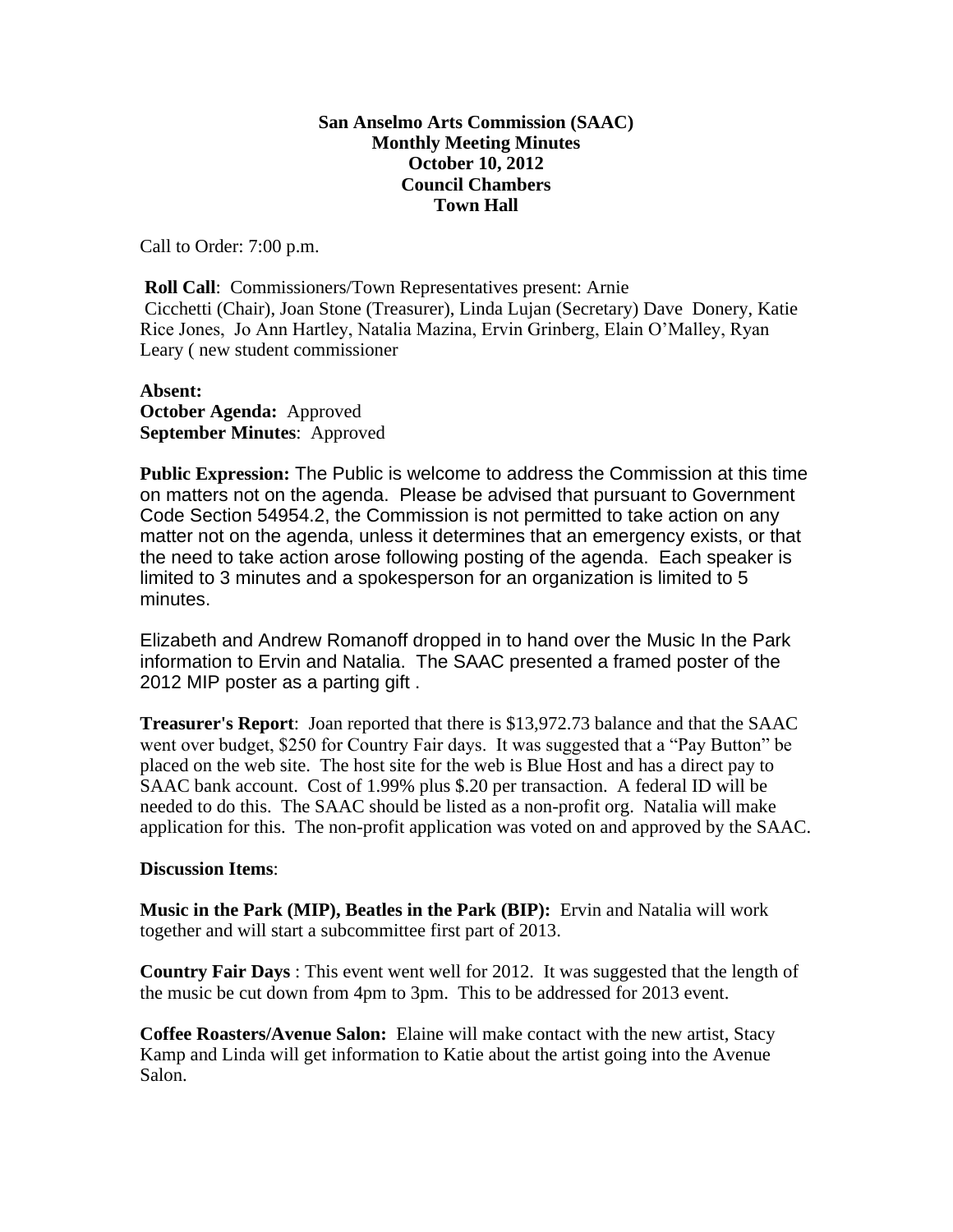**San Anselmo Arts Commission (SAAC)**
**Monthly Meeting Minutes**
**October 10, 2012**
**Council Chambers**
**Town Hall**

Call to Order: 7:00 p.m.

**Roll Call**: Commissioners/Town Representatives present: Arnie Cicchetti (Chair), Joan Stone (Treasurer), Linda Lujan (Secretary) Dave Donery, Katie Rice Jones, Jo Ann Hartley, Natalia Mazina, Ervin Grinberg, Elain O'Malley, Ryan Leary ( new student commissioner

**Absent:**
**October Agenda:** Approved
**September Minutes**: Approved

**Public Expression:** The Public is welcome to address the Commission at this time on matters not on the agenda. Please be advised that pursuant to Government Code Section 54954.2, the Commission is not permitted to take action on any matter not on the agenda, unless it determines that an emergency exists, or that the need to take action arose following posting of the agenda. Each speaker is limited to 3 minutes and a spokesperson for an organization is limited to 5 minutes.

Elizabeth and Andrew Romanoff dropped in to hand over the Music In the Park information to Ervin and Natalia. The SAAC presented a framed poster of the 2012 MIP poster as a parting gift .

**Treasurer's Report**: Joan reported that there is $13,972.73 balance and that the SAAC went over budget, $250 for Country Fair days. It was suggested that a "Pay Button" be placed on the web site. The host site for the web is Blue Host and has a direct pay to SAAC bank account. Cost of 1.99% plus $.20 per transaction. A federal ID will be needed to do this. The SAAC should be listed as a non-profit org. Natalia will make application for this. The non-profit application was voted on and approved by the SAAC.

**Discussion Items**:

**Music in the Park (MIP), Beatles in the Park (BIP):** Ervin and Natalia will work together and will start a subcommittee first part of 2013.

**Country Fair Days** : This event went well for 2012. It was suggested that the length of the music be cut down from 4pm to 3pm. This to be addressed for 2013 event.

**Coffee Roasters/Avenue Salon:** Elaine will make contact with the new artist, Stacy Kamp and Linda will get information to Katie about the artist going into the Avenue Salon.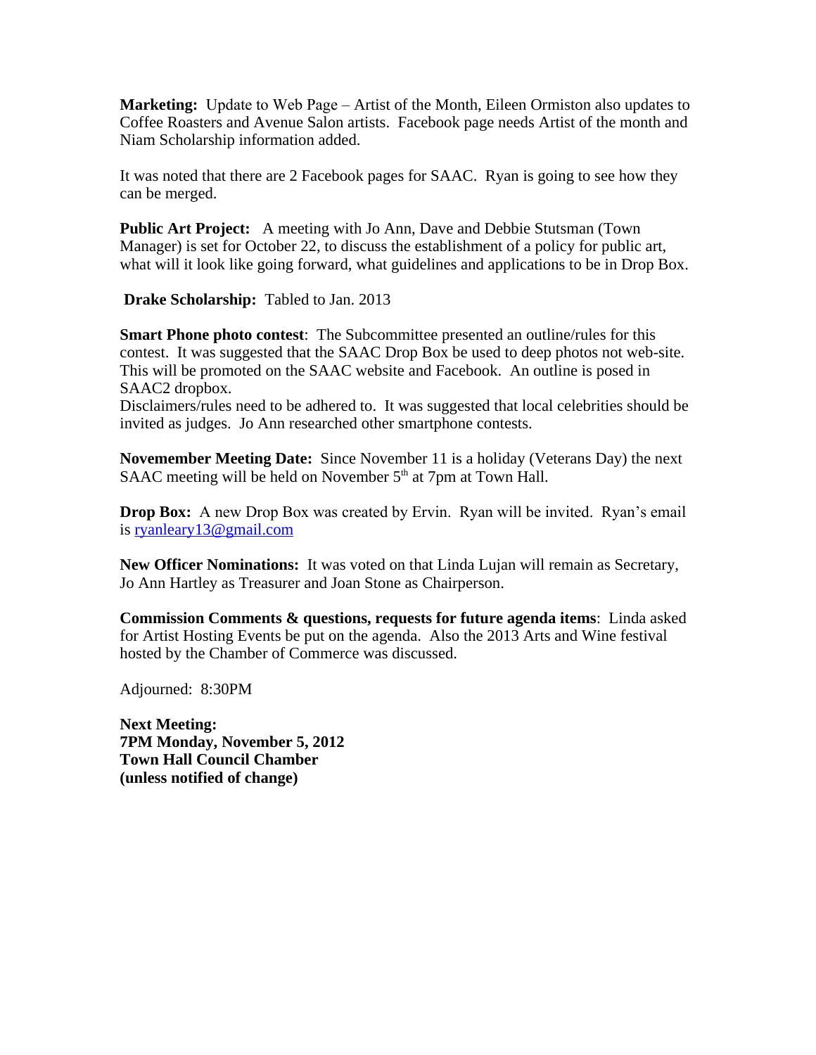**Marketing:** Update to Web Page – Artist of the Month, Eileen Ormiston also updates to Coffee Roasters and Avenue Salon artists. Facebook page needs Artist of the month and Niam Scholarship information added.

It was noted that there are 2 Facebook pages for SAAC. Ryan is going to see how they can be merged.

**Public Art Project:** A meeting with Jo Ann, Dave and Debbie Stutsman (Town Manager) is set for October 22, to discuss the establishment of a policy for public art, what will it look like going forward, what guidelines and applications to be in Drop Box.

**Drake Scholarship:** Tabled to Jan. 2013

**Smart Phone photo contest**: The Subcommittee presented an outline/rules for this contest. It was suggested that the SAAC Drop Box be used to deep photos not web-site. This will be promoted on the SAAC website and Facebook. An outline is posed in SAAC2 dropbox.
Disclaimers/rules need to be adhered to. It was suggested that local celebrities should be invited as judges. Jo Ann researched other smartphone contests.

**Novemember Meeting Date:** Since November 11 is a holiday (Veterans Day) the next SAAC meeting will be held on November 5th at 7pm at Town Hall.

**Drop Box:** A new Drop Box was created by Ervin. Ryan will be invited. Ryan's email is ryanleary13@gmail.com

**New Officer Nominations:** It was voted on that Linda Lujan will remain as Secretary, Jo Ann Hartley as Treasurer and Joan Stone as Chairperson.

**Commission Comments & questions, requests for future agenda items**: Linda asked for Artist Hosting Events be put on the agenda. Also the 2013 Arts and Wine festival hosted by the Chamber of Commerce was discussed.

Adjourned: 8:30PM

**Next Meeting:**
**7PM Monday, November 5, 2012**
**Town Hall Council Chamber**
**(unless notified of change)**